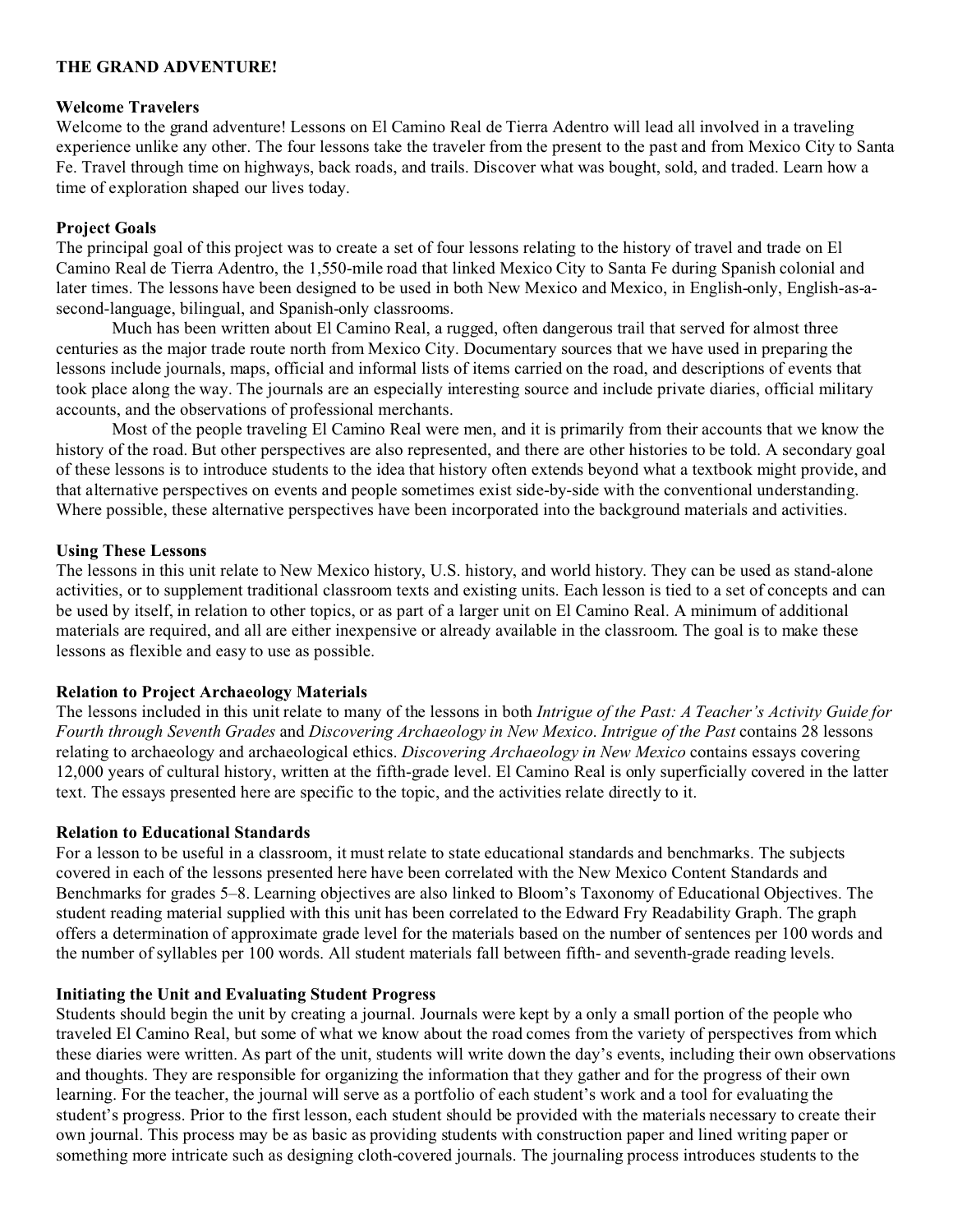# THE GRAND ADVENTURE!

## Welcome Travelers

Welcome to the grand adventure! Lessons on El Camino Real de Tierra Adentro will lead all involved in a traveling experience unlike any other. The four lessons take the traveler from the present to the past and from Mexico City to Santa Fe. Travel through time on highways, back roads, and trails. Discover what was bought, sold, and traded. Learn how a time of exploration shaped our lives today.

## Project Goals

The principal goal of this project was to create a set of four lessons relating to the history of travel and trade on El Camino Real de Tierra Adentro, the 1,550-mile road that linked Mexico City to Santa Fe during Spanish colonial and later times. The lessons have been designed to be used in both New Mexico and Mexico, in English-only, English-as-a-second-language, bilingual, and Spanish-only classrooms.

Much has been written about El Camino Real, a rugged, often dangerous trail that served for almost three centuries as the major trade route north from Mexico City. Documentary sources that we have used in preparing the lessons include journals, maps, official and informal lists of items carried on the road, and descriptions of events that took place along the way. The journals are an especially interesting source and include private diaries, official military accounts, and the observations of professional merchants.

Most of the people traveling El Camino Real were men, and it is primarily from their accounts that we know the history of the road. But other perspectives are also represented, and there are other histories to be told. A secondary goal of these lessons is to introduce students to the idea that history often extends beyond what a textbook might provide, and that alternative perspectives on events and people sometimes exist side-by-side with the conventional understanding. Where possible, these alternative perspectives have been incorporated into the background materials and activities.

## Using These Lessons

The lessons in this unit relate to New Mexico history, U.S. history, and world history. They can be used as stand-alone activities, or to supplement traditional classroom texts and existing units. Each lesson is tied to a set of concepts and can be used by itself, in relation to other topics, or as part of a larger unit on El Camino Real. A minimum of additional materials are required, and all are either inexpensive or already available in the classroom. The goal is to make these lessons as flexible and easy to use as possible.

## Relation to Project Archaeology Materials

The lessons included in this unit relate to many of the lessons in both *Intrigue of the Past: A Teacher's Activity Guide for Fourth through Seventh Grades* and *Discovering Archaeology in New Mexico*. *Intrigue of the Past* contains 28 lessons relating to archaeology and archaeological ethics. *Discovering Archaeology in New Mexico* contains essays covering 12,000 years of cultural history, written at the fifth-grade level. El Camino Real is only superficially covered in the latter text. The essays presented here are specific to the topic, and the activities relate directly to it.

## Relation to Educational Standards

For a lesson to be useful in a classroom, it must relate to state educational standards and benchmarks. The subjects covered in each of the lessons presented here have been correlated with the New Mexico Content Standards and Benchmarks for grades 5–8. Learning objectives are also linked to Bloom's Taxonomy of Educational Objectives. The student reading material supplied with this unit has been correlated to the Edward Fry Readability Graph. The graph offers a determination of approximate grade level for the materials based on the number of sentences per 100 words and the number of syllables per 100 words. All student materials fall between fifth- and seventh-grade reading levels.

## Initiating the Unit and Evaluating Student Progress

Students should begin the unit by creating a journal. Journals were kept by a only a small portion of the people who traveled El Camino Real, but some of what we know about the road comes from the variety of perspectives from which these diaries were written. As part of the unit, students will write down the day's events, including their own observations and thoughts. They are responsible for organizing the information that they gather and for the progress of their own learning. For the teacher, the journal will serve as a portfolio of each student's work and a tool for evaluating the student's progress. Prior to the first lesson, each student should be provided with the materials necessary to create their own journal. This process may be as basic as providing students with construction paper and lined writing paper or something more intricate such as designing cloth-covered journals. The journaling process introduces students to the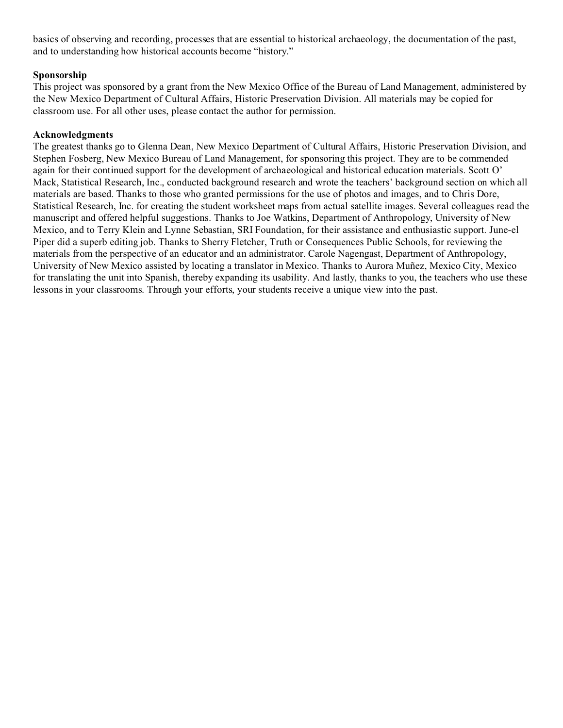basics of observing and recording, processes that are essential to historical archaeology, the documentation of the past, and to understanding how historical accounts become "history."

**Sponsorship**

This project was sponsored by a grant from the New Mexico Office of the Bureau of Land Management, administered by the New Mexico Department of Cultural Affairs, Historic Preservation Division. All materials may be copied for classroom use. For all other uses, please contact the author for permission.

**Acknowledgments**

The greatest thanks go to Glenna Dean, New Mexico Department of Cultural Affairs, Historic Preservation Division, and Stephen Fosberg, New Mexico Bureau of Land Management, for sponsoring this project. They are to be commended again for their continued support for the development of archaeological and historical education materials. Scott O' Mack, Statistical Research, Inc., conducted background research and wrote the teachers' background section on which all materials are based. Thanks to those who granted permissions for the use of photos and images, and to Chris Dore, Statistical Research, Inc. for creating the student worksheet maps from actual satellite images. Several colleagues read the manuscript and offered helpful suggestions. Thanks to Joe Watkins, Department of Anthropology, University of New Mexico, and to Terry Klein and Lynne Sebastian, SRI Foundation, for their assistance and enthusiastic support. June-el Piper did a superb editing job. Thanks to Sherry Fletcher, Truth or Consequences Public Schools, for reviewing the materials from the perspective of an educator and an administrator. Carole Nagengast, Department of Anthropology, University of New Mexico assisted by locating a translator in Mexico. Thanks to Aurora Muñez, Mexico City, Mexico for translating the unit into Spanish, thereby expanding its usability. And lastly, thanks to you, the teachers who use these lessons in your classrooms. Through your efforts, your students receive a unique view into the past.